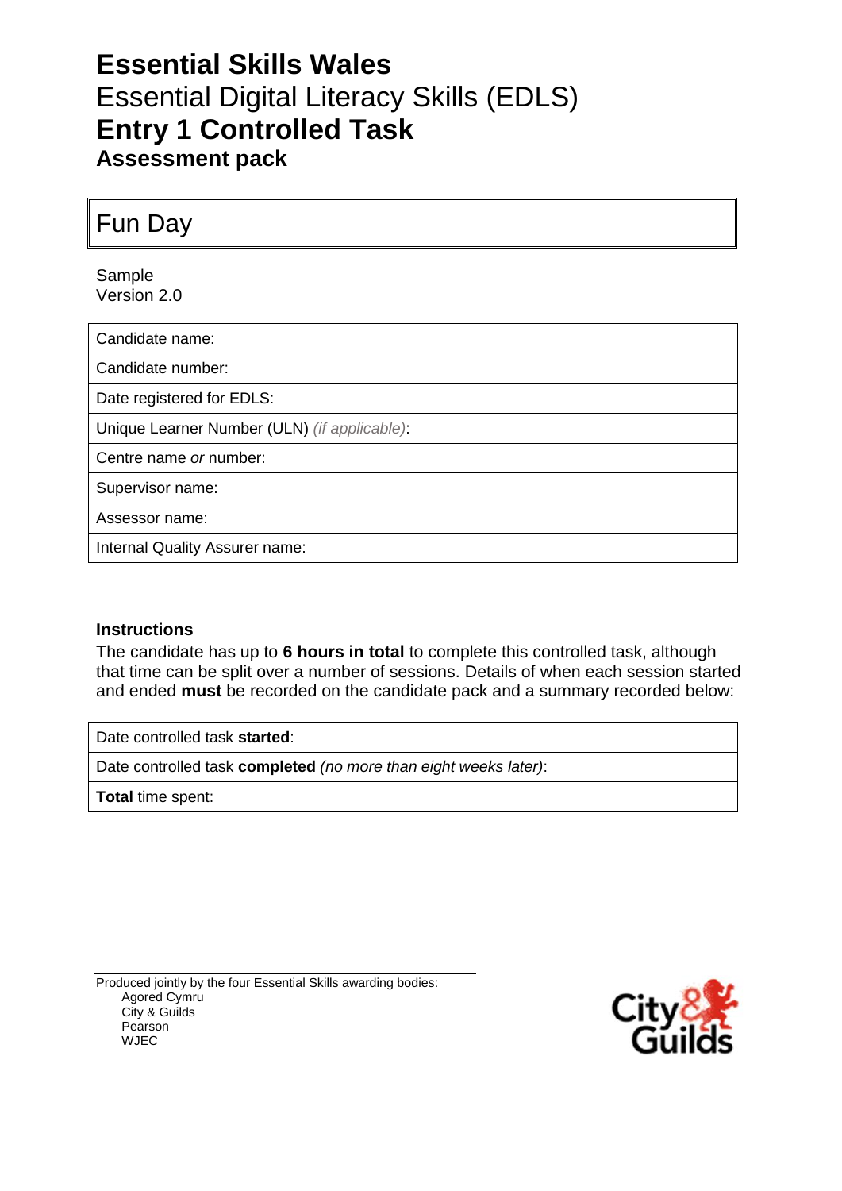# **Essential Skills Wales**
# Essential Digital Literacy Skills (EDLS)
# **Entry 1 Controlled Task**
## **Assessment pack**

| Fun Day |
|---|

Sample
Version 2.0

| Candidate name: |
|---|
| Candidate number: |
| Date registered for EDLS: |
| Unique Learner Number (ULN) *(if applicable)*: |
| Centre name *or* number: |
| Supervisor name: |
| Assessor name: |
| Internal Quality Assurer name: |

**Instructions**

The candidate has up to **6 hours in total** to complete this controlled task, although that time can be split over a number of sessions. Details of when each session started and ended **must** be recorded on the candidate pack and a summary recorded below:

| Date controlled task **started**: |
|---|
| Date controlled task **completed** *(no more than eight weeks later)*: |
| **Total** time spent: |

Produced jointly by the four Essential Skills awarding bodies:
- Agored Cymru
- City & Guilds
- Pearson
- WJEC

City & Guilds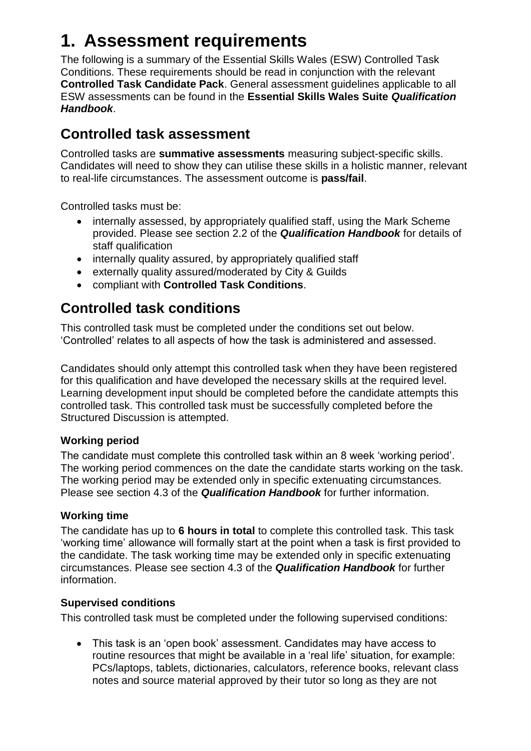# 1. Assessment requirements

The following is a summary of the Essential Skills Wales (ESW) Controlled Task Conditions. These requirements should be read in conjunction with the relevant **Controlled Task Candidate Pack**. General assessment guidelines applicable to all ESW assessments can be found in the **Essential Skills Wales Suite *Qualification Handbook***.

## Controlled task assessment

Controlled tasks are **summative assessments** measuring subject-specific skills. Candidates will need to show they can utilise these skills in a holistic manner, relevant to real-life circumstances. The assessment outcome is **pass/fail**.

Controlled tasks must be:

- internally assessed, by appropriately qualified staff, using the Mark Scheme provided. Please see section 2.2 of the ***Qualification Handbook*** for details of staff qualification
- internally quality assured, by appropriately qualified staff
- externally quality assured/moderated by City & Guilds
- compliant with **Controlled Task Conditions**.

## Controlled task conditions

This controlled task must be completed under the conditions set out below. 'Controlled' relates to all aspects of how the task is administered and assessed.

Candidates should only attempt this controlled task when they have been registered for this qualification and have developed the necessary skills at the required level. Learning development input should be completed before the candidate attempts this controlled task. This controlled task must be successfully completed before the Structured Discussion is attempted.

### Working period

The candidate must complete this controlled task within an 8 week 'working period'. The working period commences on the date the candidate starts working on the task. The working period may be extended only in specific extenuating circumstances. Please see section 4.3 of the ***Qualification Handbook*** for further information.

### Working time

The candidate has up to **6 hours in total** to complete this controlled task. This task 'working time' allowance will formally start at the point when a task is first provided to the candidate. The task working time may be extended only in specific extenuating circumstances. Please see section 4.3 of the ***Qualification Handbook*** for further information.

### Supervised conditions

This controlled task must be completed under the following supervised conditions:

- This task is an 'open book' assessment. Candidates may have access to routine resources that might be available in a 'real life' situation, for example: PCs/laptops, tablets, dictionaries, calculators, reference books, relevant class notes and source material approved by their tutor so long as they are not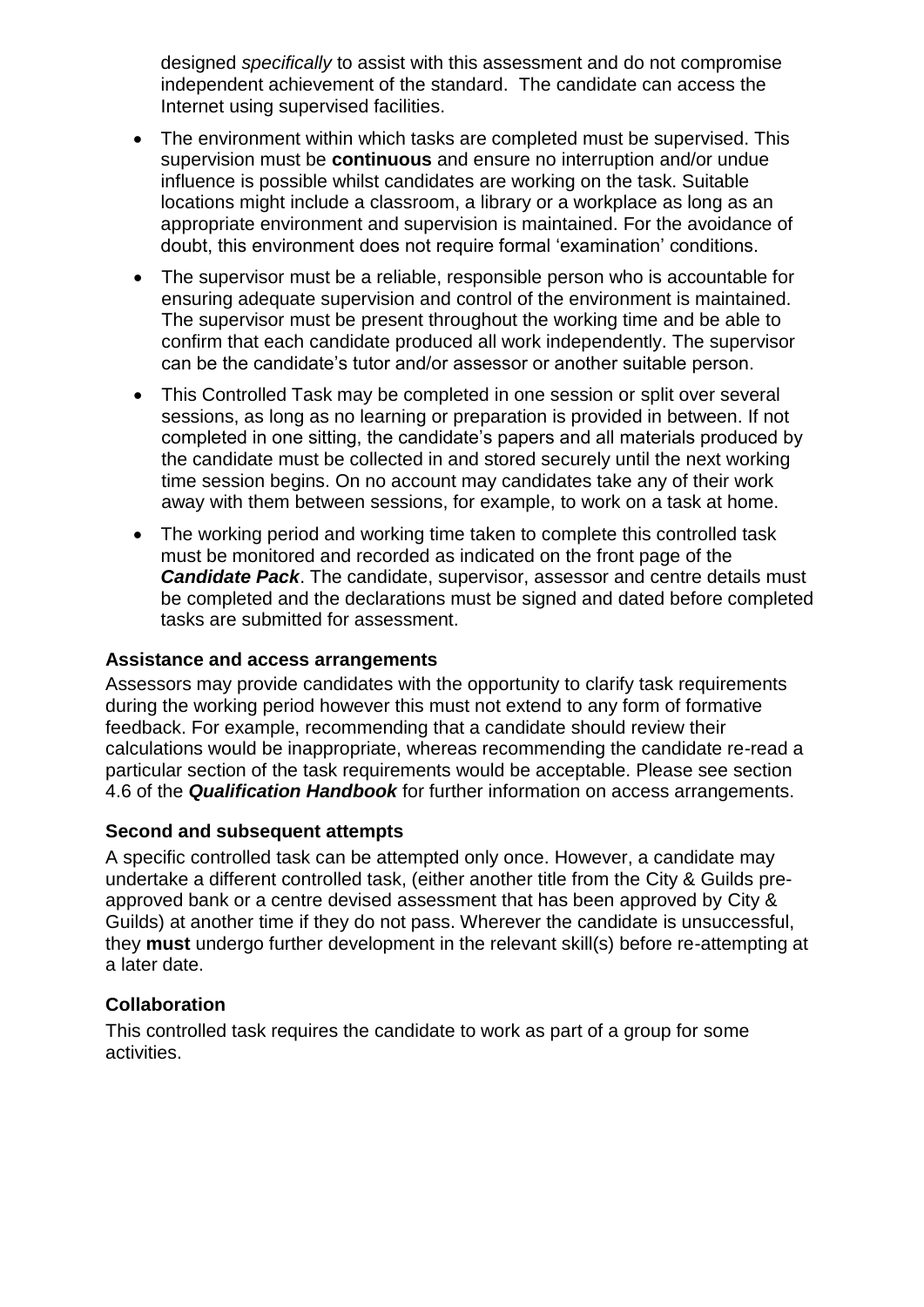designed *specifically* to assist with this assessment and do not compromise independent achievement of the standard. The candidate can access the Internet using supervised facilities.

- The environment within which tasks are completed must be supervised. This supervision must be **continuous** and ensure no interruption and/or undue influence is possible whilst candidates are working on the task. Suitable locations might include a classroom, a library or a workplace as long as an appropriate environment and supervision is maintained. For the avoidance of doubt, this environment does not require formal 'examination' conditions.
- The supervisor must be a reliable, responsible person who is accountable for ensuring adequate supervision and control of the environment is maintained. The supervisor must be present throughout the working time and be able to confirm that each candidate produced all work independently. The supervisor can be the candidate's tutor and/or assessor or another suitable person.
- This Controlled Task may be completed in one session or split over several sessions, as long as no learning or preparation is provided in between. If not completed in one sitting, the candidate's papers and all materials produced by the candidate must be collected in and stored securely until the next working time session begins. On no account may candidates take any of their work away with them between sessions, for example, to work on a task at home.
- The working period and working time taken to complete this controlled task must be monitored and recorded as indicated on the front page of the ***Candidate Pack***. The candidate, supervisor, assessor and centre details must be completed and the declarations must be signed and dated before completed tasks are submitted for assessment.

### Assistance and access arrangements

Assessors may provide candidates with the opportunity to clarify task requirements during the working period however this must not extend to any form of formative feedback. For example, recommending that a candidate should review their calculations would be inappropriate, whereas recommending the candidate re-read a particular section of the task requirements would be acceptable. Please see section 4.6 of the ***Qualification Handbook*** for further information on access arrangements.

### Second and subsequent attempts

A specific controlled task can be attempted only once. However, a candidate may undertake a different controlled task, (either another title from the City & Guilds pre-approved bank or a centre devised assessment that has been approved by City & Guilds) at another time if they do not pass. Wherever the candidate is unsuccessful, they **must** undergo further development in the relevant skill(s) before re-attempting at a later date.

### Collaboration

This controlled task requires the candidate to work as part of a group for some activities.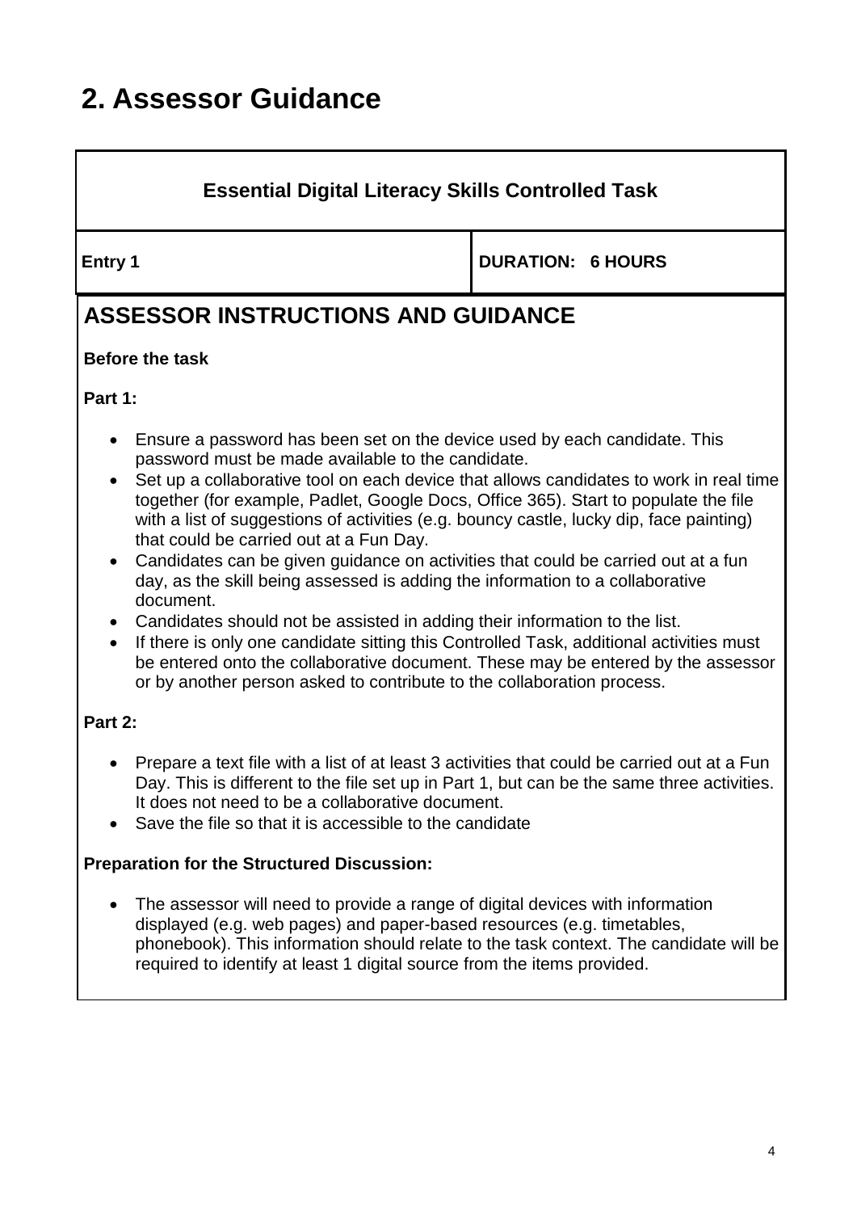## 2. Assessor Guidance

| Essential Digital Literacy Skills Controlled Task | |
|---|---|
| **Entry 1** | **DURATION: 6 HOURS** |

### ASSESSOR INSTRUCTIONS AND GUIDANCE

**Before the task**

**Part 1:**

- Ensure a password has been set on the device used by each candidate. This password must be made available to the candidate.
- Set up a collaborative tool on each device that allows candidates to work in real time together (for example, Padlet, Google Docs, Office 365). Start to populate the file with a list of suggestions of activities (e.g. bouncy castle, lucky dip, face painting) that could be carried out at a Fun Day.
- Candidates can be given guidance on activities that could be carried out at a fun day, as the skill being assessed is adding the information to a collaborative document.
- Candidates should not be assisted in adding their information to the list.
- If there is only one candidate sitting this Controlled Task, additional activities must be entered onto the collaborative document. These may be entered by the assessor or by another person asked to contribute to the collaboration process.

**Part 2:**

- Prepare a text file with a list of at least 3 activities that could be carried out at a Fun Day. This is different to the file set up in Part 1, but can be the same three activities. It does not need to be a collaborative document.
- Save the file so that it is accessible to the candidate

**Preparation for the Structured Discussion:**

- The assessor will need to provide a range of digital devices with information displayed (e.g. web pages) and paper-based resources (e.g. timetables, phonebook). This information should relate to the task context. The candidate will be required to identify at least 1 digital source from the items provided.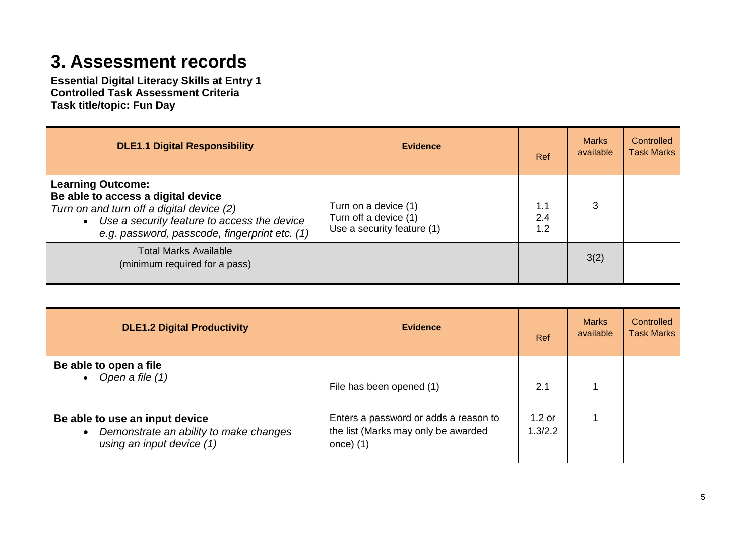# 3. Assessment records

**Essential Digital Literacy Skills at Entry 1**
**Controlled Task Assessment Criteria**
**Task title/topic: Fun Day**

| DLE1.1 Digital Responsibility | Evidence | Ref | Marks available | Controlled Task Marks |
|---|---|---|---|---|
| **Learning Outcome:** **Be able to access a digital device** *Turn on and turn off a digital device (2)* • *Use a security feature to access the device e.g. password, passcode, fingerprint etc. (1)* | Turn on a device (1) Turn off a device (1) Use a security feature (1) | 1.1 2.4 1.2 | 3 | |
| Total Marks Available (minimum required for a pass) | | | 3(2) | |

| DLE1.2 Digital Productivity | Evidence | Ref | Marks available | Controlled Task Marks |
|---|---|---|---|---|
| **Be able to open a file** • *Open a file (1)* | File has been opened (1) | 2.1 | 1 | |
| **Be able to use an input device** • *Demonstrate an ability to make changes using an input device (1)* | Enters a password or adds a reason to the list (Marks may only be awarded once) (1) | 1.2 or 1.3/2.2 | 1 | |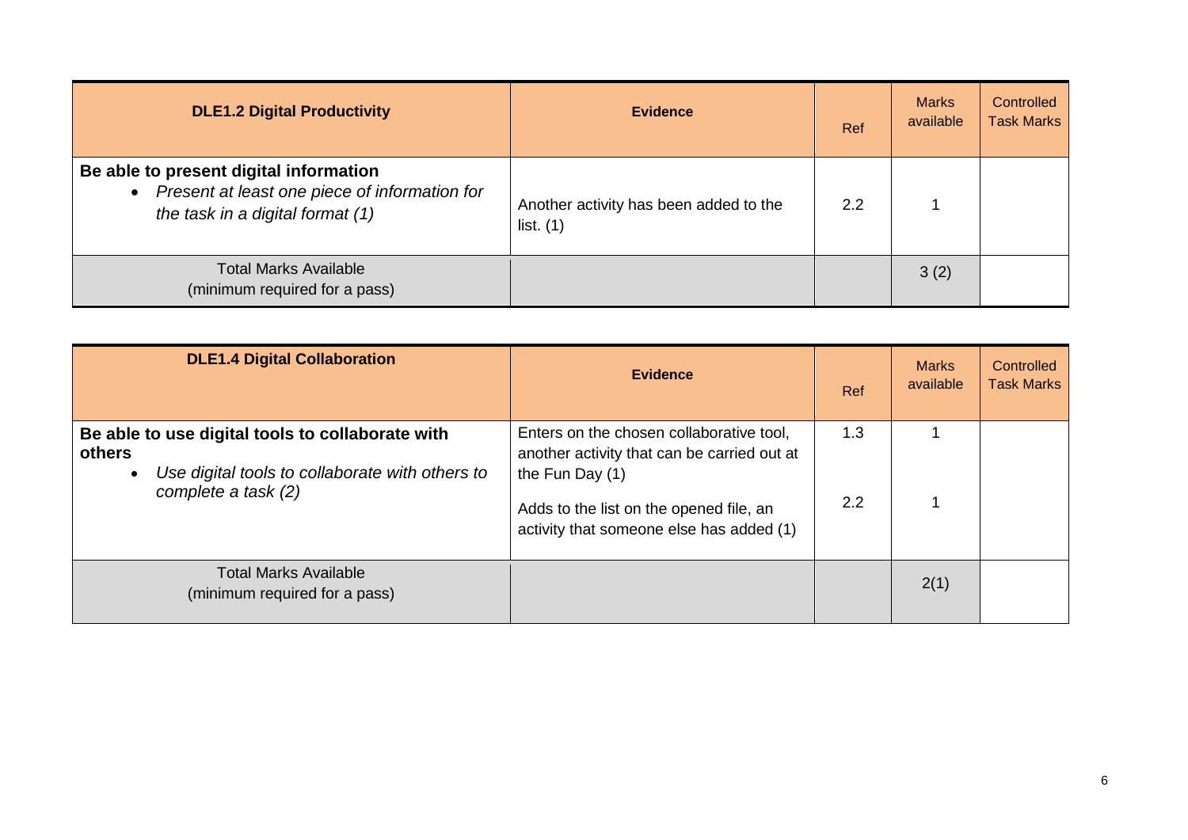| **DLE1.2 Digital Productivity** | **Evidence** | Ref | Marks available | Controlled Task Marks |
|---|---|---|---|---|
| **Be able to present digital information**<br>• *Present at least one piece of information for the task in a digital format (1)* | Another activity has been added to the list. (1) | 2.2 | 1 | |
| Total Marks Available<br>(minimum required for a pass) | | | 3 (2) | |

| **DLE1.4 Digital Collaboration** | **Evidence** | Ref | Marks available | Controlled Task Marks |
|---|---|---|---|---|
| **Be able to use digital tools to collaborate with others**<br>• *Use digital tools to collaborate with others to complete a task (2)* | Enters on the chosen collaborative tool, another activity that can be carried out at the Fun Day (1)<br><br>Adds to the list on the opened file, an activity that someone else has added (1) | 1.3<br><br>2.2 | 1<br><br>1 | |
| Total Marks Available<br>(minimum required for a pass) | | | 2(1) | |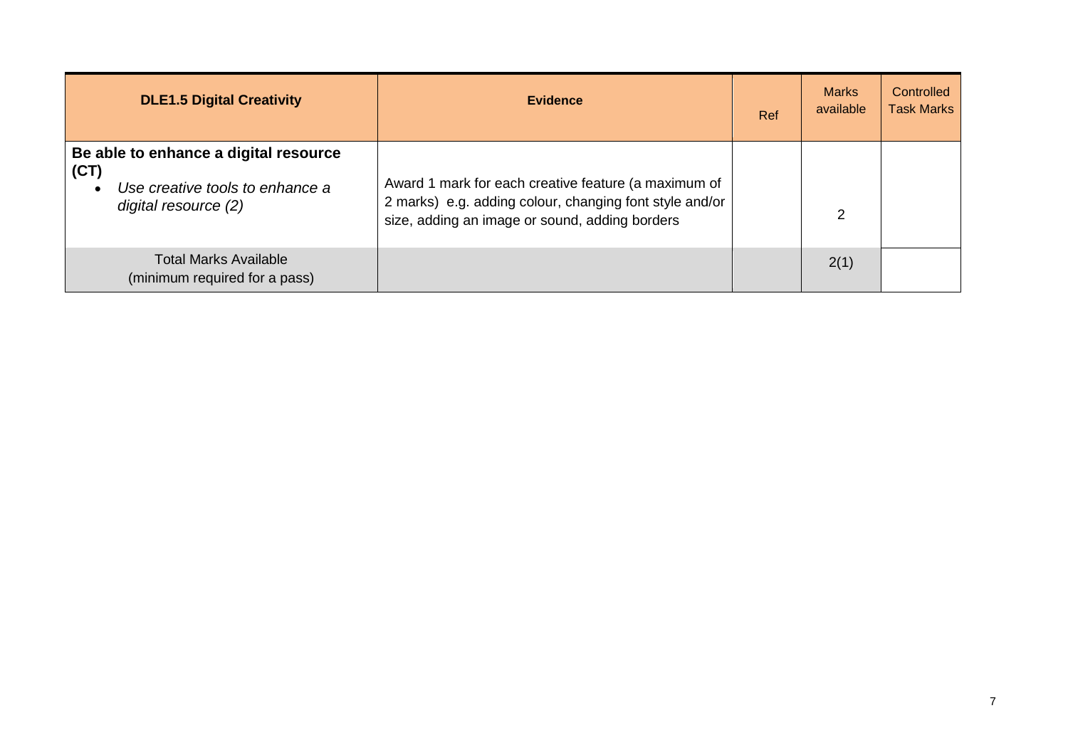| **DLE1.5 Digital Creativity** | **Evidence** | Ref | Marks available | Controlled Task Marks |
|---|---|---|---|---|
| **Be able to enhance a digital resource (CT)**<br>• *Use creative tools to enhance a digital resource (2)* | Award 1 mark for each creative feature (a maximum of 2 marks) e.g. adding colour, changing font style and/or size, adding an image or sound, adding borders | | 2 | |
| Total Marks Available<br>(minimum required for a pass) | | | 2(1) | |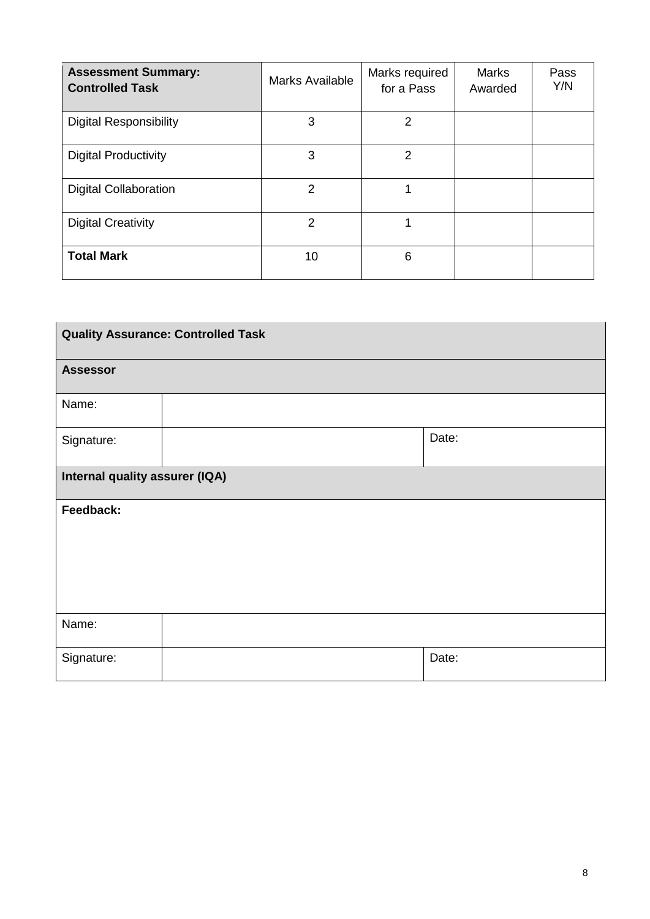| **Assessment Summary: Controlled Task** | Marks Available | Marks required for a Pass | Marks Awarded | Pass Y/N |
|---|---|---|---|---|
| Digital Responsibility | 3 | 2 | | |
| Digital Productivity | 3 | 2 | | |
| Digital Collaboration | 2 | 1 | | |
| Digital Creativity | 2 | 1 | | |
| **Total Mark** | 10 | 6 | | |

| **Quality Assurance: Controlled Task** | | |
|---|---|---|
| **Assessor** | | |
| Name: | | |
| Signature: | | Date: |
| **Internal quality assurer (IQA)** | | |
| **Feedback:** | | |
| Name: | | |
| Signature: | | Date: |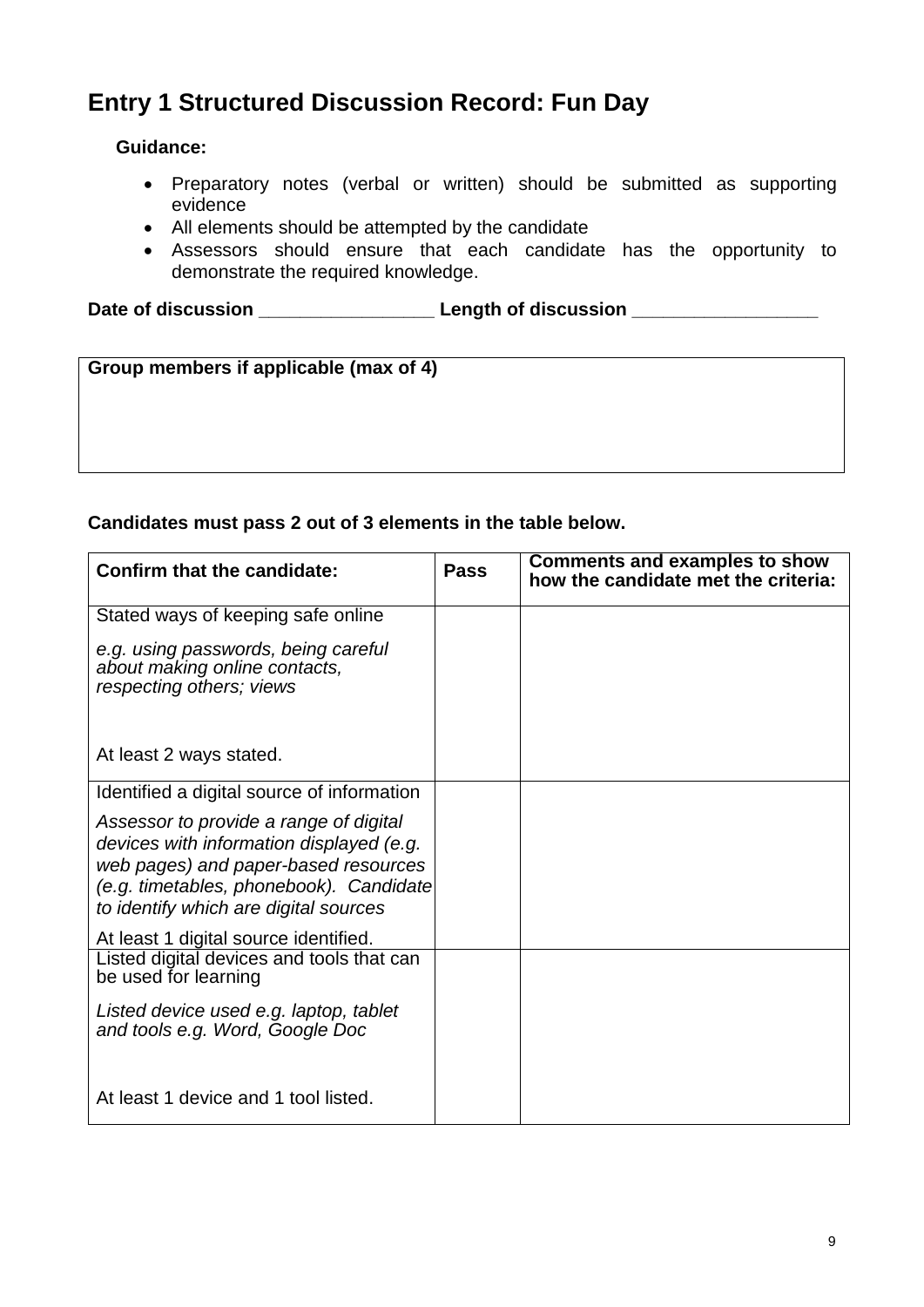# Entry 1 Structured Discussion Record: Fun Day

**Guidance:**

- Preparatory notes (verbal or written) should be submitted as supporting evidence
- All elements should be attempted by the candidate
- Assessors should ensure that each candidate has the opportunity to demonstrate the required knowledge.

**Date of discussion** _________________ **Length of discussion** __________________

| **Group members if applicable (max of 4)** |
|---|
| |

**Candidates must pass 2 out of 3 elements in the table below.**

| **Confirm that the candidate:** | **Pass** | **Comments and examples to show how the candidate met the criteria:** |
|---|---|---|
| Stated ways of keeping safe online<br>*e.g. using passwords, being careful about making online contacts, respecting others; views*<br>At least 2 ways stated. | | |
| Identified a digital source of information<br>*Assessor to provide a range of digital devices with information displayed (e.g. web pages) and paper-based resources (e.g. timetables, phonebook). Candidate to identify which are digital sources*<br>At least 1 digital source identified. | | |
| Listed digital devices and tools that can be used for learning<br>*Listed device used e.g. laptop, tablet and tools e.g. Word, Google Doc*<br>At least 1 device and 1 tool listed. | | |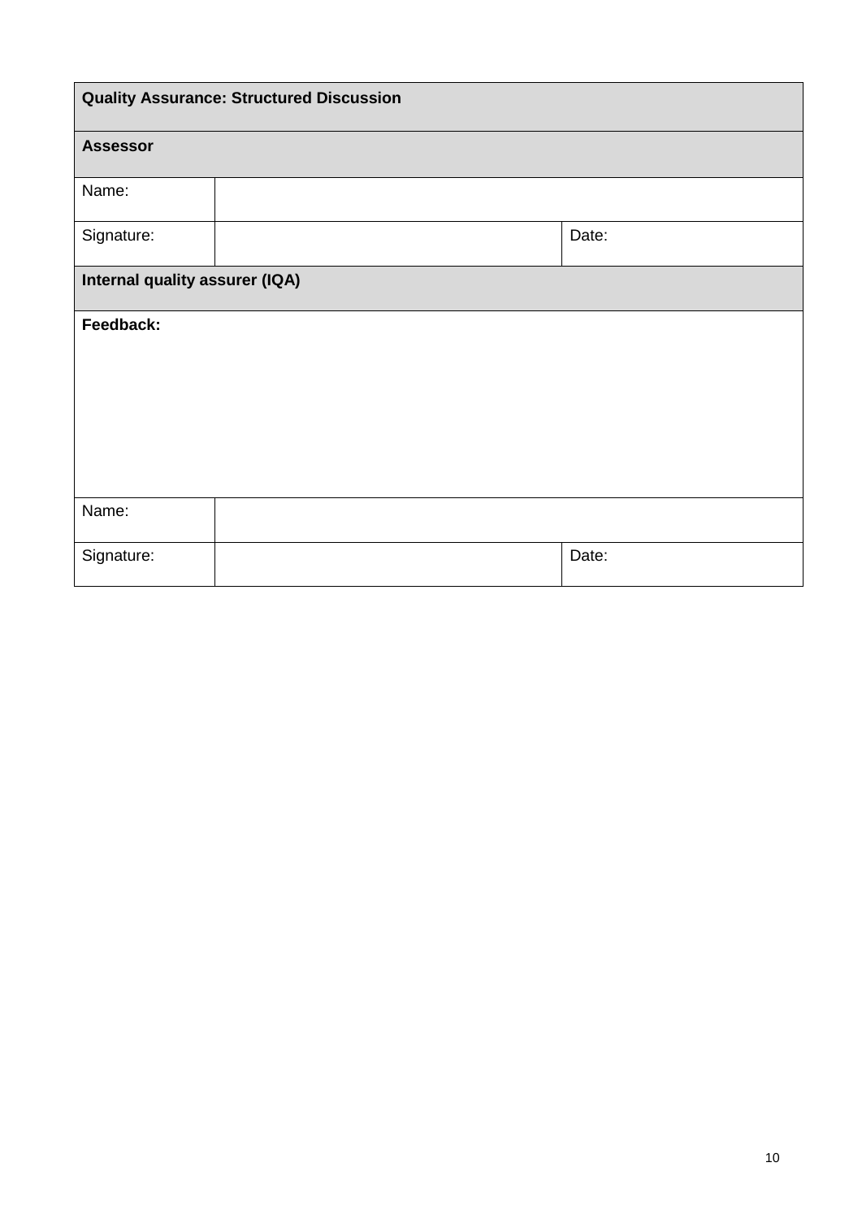| Quality Assurance: Structured Discussion | | |
|---|---|---|
| **Assessor** | | |
| Name: | | |
| Signature: | | Date: |
| **Internal quality assurer (IQA)** | | |
| **Feedback:** | | |
| Name: | | |
| Signature: | | Date: |